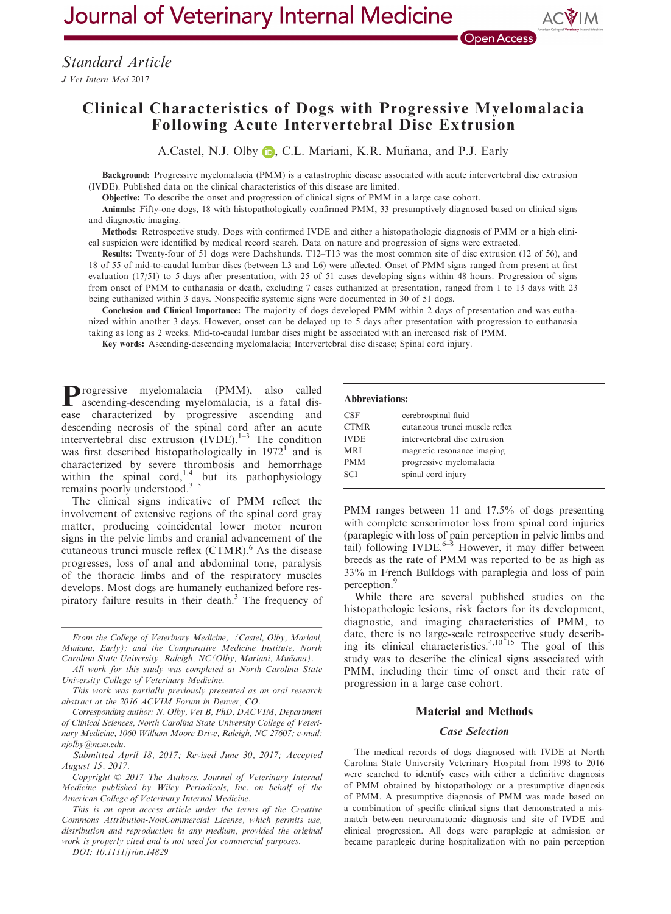Journal of Veterinary Internal Medicine

Open Access

*Standard Article*

*J Vet Intern Med* 2017

# Clinical Characteristics of Dogs with Progressive Myelomalacia Following Acute Intervertebral Disc Extrusion

A.Castel, N.J. Olby, C.L. Mariani, K.R. Muñana, and P.J. Early

**Background:** Progressive myelomalacia (PMM) is a catastrophic disease associated with acute intervertebral disc extrusion (IVDE). Published data on the clinical characteristics of this disease are limited.

**Objective:** To describe the onset and progression of clinical signs of PMM in a large case cohort.

**Animals:** Fifty-one dogs, 18 with histopathologically confirmed PMM, 33 presumptively diagnosed based on clinical signs and diagnostic imaging.

**Methods:** Retrospective study. Dogs with confirmed IVDE and either a histopathologic diagnosis of PMM or a high clinical suspicion were identified by medical record search. Data on nature and progression of signs were extracted.

**Results:** Twenty-four of 51 dogs were Dachshunds. T12–T13 was the most common site of disc extrusion (12 of 56), and 18 of 55 of mid-to-caudal lumbar discs (between L3 and L6) were affected. Onset of PMM signs ranged from present at first evaluation (17/51) to 5 days after presentation, with 25 of 51 cases developing signs within 48 hours. Progression of signs from onset of PMM to euthanasia or death, excluding 7 cases euthanized at presentation, ranged from 1 to 13 days with 23 being euthanized within 3 days. Nonspecific systemic signs were documented in 30 of 51 dogs.

**Conclusion and Clinical Importance:** The majority of dogs developed PMM within 2 days of presentation and was euthanized within another 3 days. However, onset can be delayed up to 5 days after presentation with progression to euthanasia taking as long as 2 weeks. Mid-to-caudal lumbar discs might be associated with an increased risk of PMM.

**Key words:** Ascending-descending myelomalacia; Intervertebral disc disease; Spinal cord injury.

Progressive myelomalacia (PMM), also called ascending-descending myelomalacia, is a fatal disease characterized by progressive ascending and descending necrosis of the spinal cord after an acute intervertebral disc extrusion (IVDE).[1–3] The condition was first described histopathologically in 1972[1] and is characterized by severe thrombosis and hemorrhage within the spinal cord,[1,4] but its pathophysiology remains poorly understood.[3–5]

The clinical signs indicative of PMM reflect the involvement of extensive regions of the spinal cord gray matter, producing coincidental lower motor neuron signs in the pelvic limbs and cranial advancement of the cutaneous trunci muscle reflex (CTMR).[6] As the disease progresses, loss of anal and abdominal tone, paralysis of the thoracic limbs and of the respiratory muscles develops. Most dogs are humanely euthanized before respiratory failure results in their death.[3] The frequency of PMM ranges between 11 and 17.5% of dogs presenting with complete sensorimotor loss from spinal cord injuries (paraplegic with loss of pain perception in pelvic limbs and tail) following IVDE.[6–8] However, it may differ between breeds as the rate of PMM was reported to be as high as 33% in French Bulldogs with paraplegia and loss of pain perception.[9]

While there are several published studies on the histopathologic lesions, risk factors for its development, diagnostic, and imaging characteristics of PMM, to date, there is no large-scale retrospective study describing its clinical characteristics.[4,10–15] The goal of this study was to describe the clinical signs associated with PMM, including their time of onset and their rate of progression in a large case cohort.

**Abbreviations:**

| | |
|---|---|
| CSF | cerebrospinal fluid |
| CTMR | cutaneous trunci muscle reflex |
| IVDE | intervertebral disc extrusion |
| MRI | magnetic resonance imaging |
| PMM | progressive myelomalacia |
| SCI | spinal cord injury |

## Material and Methods

### Case Selection

The medical records of dogs diagnosed with IVDE at North Carolina State University Veterinary Hospital from 1998 to 2016 were searched to identify cases with either a definitive diagnosis of PMM obtained by histopathology or a presumptive diagnosis of PMM. A presumptive diagnosis of PMM was made based on a combination of specific clinical signs that demonstrated a mismatch between neuroanatomic diagnosis and site of IVDE and clinical progression. All dogs were paraplegic at admission or became paraplegic during hospitalization with no pain perception

*From the College of Veterinary Medicine, (Castel, Olby, Mariani, Muñana, Early); and the Comparative Medicine Institute, North Carolina State University, Raleigh, NC(Olby, Mariani, Muñana).*

*All work for this study was completed at North Carolina State University College of Veterinary Medicine.*

*This work was partially previously presented as an oral research abstract at the 2016 ACVIM Forum in Denver, CO.*

*Corresponding author: N. Olby, Vet B, PhD, DACVIM, Department of Clinical Sciences, North Carolina State University College of Veterinary Medicine, 1060 William Moore Drive, Raleigh, NC 27607; e-mail: njolby@ncsu.edu.*

*Submitted April 18, 2017; Revised June 30, 2017; Accepted August 15, 2017.*

*Copyright © 2017 The Authors. Journal of Veterinary Internal Medicine published by Wiley Periodicals, Inc. on behalf of the American College of Veterinary Internal Medicine.*

*This is an open access article under the terms of the Creative Commons Attribution-NonCommercial License, which permits use, distribution and reproduction in any medium, provided the original work is properly cited and is not used for commercial purposes.*

*DOI: 10.1111/jvim.14829*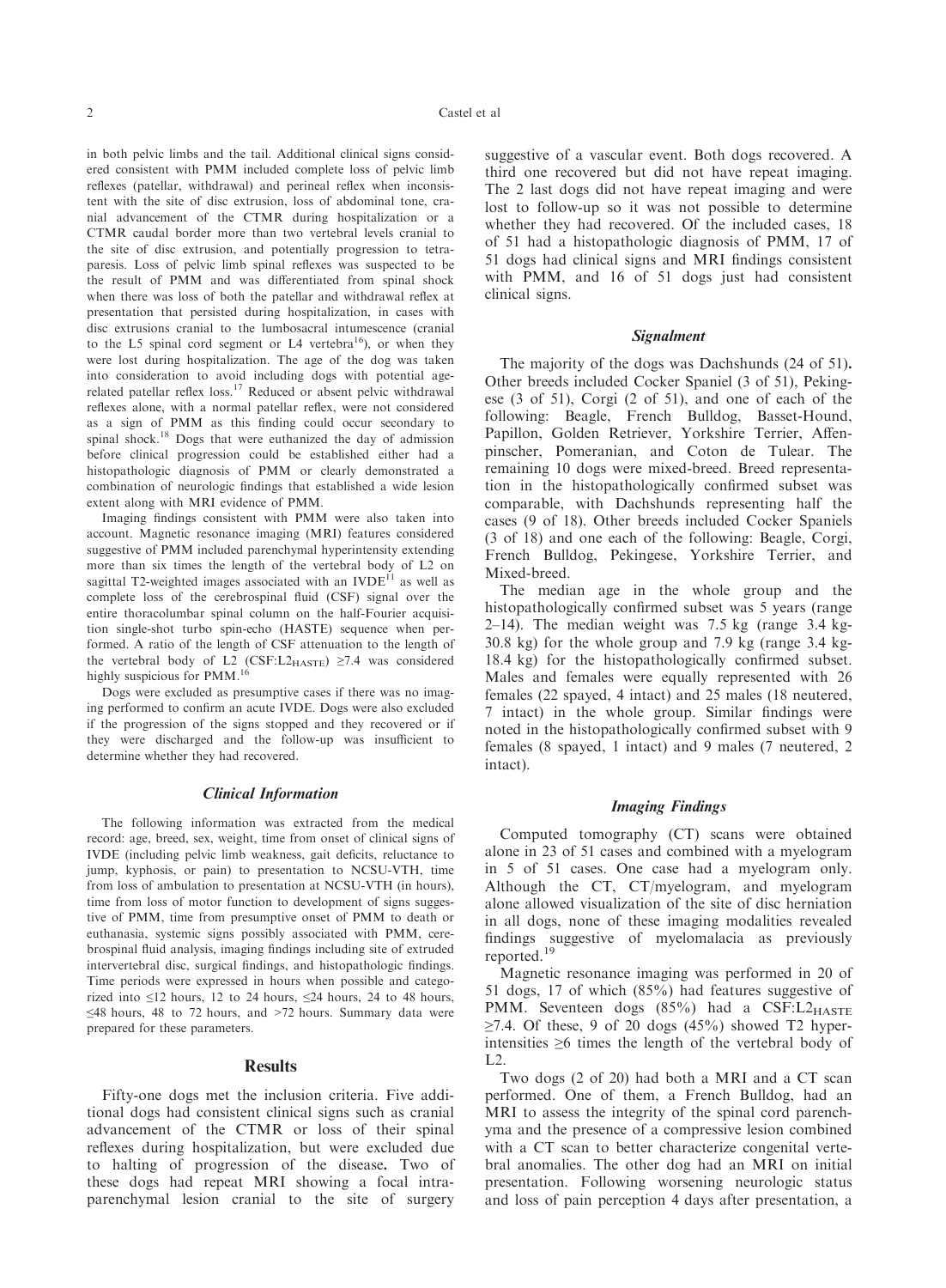in both pelvic limbs and the tail. Additional clinical signs considered consistent with PMM included complete loss of pelvic limb reflexes (patellar, withdrawal) and perineal reflex when inconsistent with the site of disc extrusion, loss of abdominal tone, cranial advancement of the CTMR during hospitalization or a CTMR caudal border more than two vertebral levels cranial to the site of disc extrusion, and potentially progression to tetraparesis. Loss of pelvic limb spinal reflexes was suspected to be the result of PMM and was differentiated from spinal shock when there was loss of both the patellar and withdrawal reflex at presentation that persisted during hospitalization, in cases with disc extrusions cranial to the lumbosacral intumescence (cranial to the L5 spinal cord segment or L4 vertebra[16]), or when they were lost during hospitalization. The age of the dog was taken into consideration to avoid including dogs with potential age-related patellar reflex loss.[17] Reduced or absent pelvic withdrawal reflexes alone, with a normal patellar reflex, were not considered as a sign of PMM as this finding could occur secondary to spinal shock.[18] Dogs that were euthanized the day of admission before clinical progression could be established either had a histopathologic diagnosis of PMM or clearly demonstrated a combination of neurologic findings that established a wide lesion extent along with MRI evidence of PMM.

Imaging findings consistent with PMM were also taken into account. Magnetic resonance imaging (MRI) features considered suggestive of PMM included parenchymal hyperintensity extending more than six times the length of the vertebral body of L2 on sagittal T2-weighted images associated with an IVDE[11] as well as complete loss of the cerebrospinal fluid (CSF) signal over the entire thoracolumbar spinal column on the half-Fourier acquisition single-shot turbo spin-echo (HASTE) sequence when performed. A ratio of the length of CSF attenuation to the length of the vertebral body of L2 ($CSF:L2_{HASTE}$) ≥7.4 was considered highly suspicious for PMM.[16]

Dogs were excluded as presumptive cases if there was no imaging performed to confirm an acute IVDE. Dogs were also excluded if the progression of the signs stopped and they recovered or if they were discharged and the follow-up was insufficient to determine whether they had recovered.

### *Clinical Information*

The following information was extracted from the medical record: age, breed, sex, weight, time from onset of clinical signs of IVDE (including pelvic limb weakness, gait deficits, reluctance to jump, kyphosis, or pain) to presentation to NCSU-VTH, time from loss of ambulation to presentation at NCSU-VTH (in hours), time from loss of motor function to development of signs suggestive of PMM, time from presumptive onset of PMM to death or euthanasia, systemic signs possibly associated with PMM, cerebrospinal fluid analysis, imaging findings including site of extruded intervertebral disc, surgical findings, and histopathologic findings. Time periods were expressed in hours when possible and categorized into ≤12 hours, 12 to 24 hours, ≤24 hours, 24 to 48 hours, ≤48 hours, 48 to 72 hours, and >72 hours. Summary data were prepared for these parameters.

## Results

Fifty-one dogs met the inclusion criteria. Five additional dogs had consistent clinical signs such as cranial advancement of the CTMR or loss of their spinal reflexes during hospitalization, but were excluded due to halting of progression of the disease. Two of these dogs had repeat MRI showing a focal intraparenchymal lesion cranial to the site of surgery suggestive of a vascular event. Both dogs recovered. A third one recovered but did not have repeat imaging. The 2 last dogs did not have repeat imaging and were lost to follow-up so it was not possible to determine whether they had recovered. Of the included cases, 18 of 51 had a histopathologic diagnosis of PMM, 17 of 51 dogs had clinical signs and MRI findings consistent with PMM, and 16 of 51 dogs just had consistent clinical signs.

### *Signalment*

The majority of the dogs was Dachshunds (24 of 51). Other breeds included Cocker Spaniel (3 of 51), Pekingese (3 of 51), Corgi (2 of 51), and one of each of the following: Beagle, French Bulldog, Basset-Hound, Papillon, Golden Retriever, Yorkshire Terrier, Affenpinscher, Pomeranian, and Coton de Tulear. The remaining 10 dogs were mixed-breed. Breed representation in the histopathologically confirmed subset was comparable, with Dachshunds representing half the cases (9 of 18). Other breeds included Cocker Spaniels (3 of 18) and one each of the following: Beagle, Corgi, French Bulldog, Pekingese, Yorkshire Terrier, and Mixed-breed.

The median age in the whole group and the histopathologically confirmed subset was 5 years (range 2–14). The median weight was 7.5 kg (range 3.4 kg-30.8 kg) for the whole group and 7.9 kg (range 3.4 kg-18.4 kg) for the histopathologically confirmed subset. Males and females were equally represented with 26 females (22 spayed, 4 intact) and 25 males (18 neutered, 7 intact) in the whole group. Similar findings were noted in the histopathologically confirmed subset with 9 females (8 spayed, 1 intact) and 9 males (7 neutered, 2 intact).

### *Imaging Findings*

Computed tomography (CT) scans were obtained alone in 23 of 51 cases and combined with a myelogram in 5 of 51 cases. One case had a myelogram only. Although the CT, CT/myelogram, and myelogram alone allowed visualization of the site of disc herniation in all dogs, none of these imaging modalities revealed findings suggestive of myelomalacia as previously reported.[19]

Magnetic resonance imaging was performed in 20 of 51 dogs (85%), 17 of which (85%) had features suggestive of PMM. Seventeen dogs (85%) had a $CSF:L2_{HASTE}$ ≥7.4. Of these, 9 of 20 dogs (45%) showed T2 hyperintensities ≥6 times the length of the vertebral body of L2.

Two dogs (2 of 20) had both a MRI and a CT scan performed. One of them, a French Bulldog, had an MRI to assess the integrity of the spinal cord parenchyma and the presence of a compressive lesion combined with a CT scan to better characterize congenital vertebral anomalies. The other dog had an MRI on initial presentation. Following worsening neurologic status and loss of pain perception 4 days after presentation, a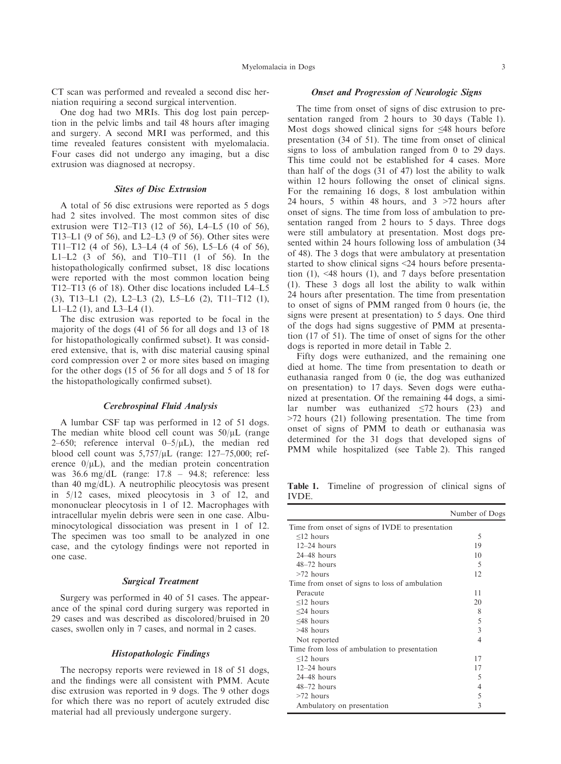CT scan was performed and revealed a second disc herniation requiring a second surgical intervention.

One dog had two MRIs. This dog lost pain perception in the pelvic limbs and tail 48 hours after imaging and surgery. A second MRI was performed, and this time revealed features consistent with myelomalacia. Four cases did not undergo any imaging, but a disc extrusion was diagnosed at necropsy.

### *Sites of Disc Extrusion*

A total of 56 disc extrusions were reported as 5 dogs had 2 sites involved. The most common sites of disc extrusion were T12–T13 (12 of 56), L4–L5 (10 of 56), T13–L1 (9 of 56), and L2–L3 (9 of 56). Other sites were T11–T12 (4 of 56), L3–L4 (4 of 56), L5–L6 (4 of 56), L1–L2 (3 of 56), and T10–T11 (1 of 56). In the histopathologically confirmed subset, 18 disc locations were reported with the most common location being T12–T13 (6 of 18). Other disc locations included L4–L5 (3), T13–L1 (2), L2–L3 (2), L5–L6 (2), T11–T12 (1), L1–L2 (1), and L3–L4 (1).

The disc extrusion was reported to be focal in the majority of the dogs (41 of 56 for all dogs and 13 of 18 for histopathologically confirmed subset). It was considered extensive, that is, with disc material causing spinal cord compression over 2 or more sites based on imaging for the other dogs (15 of 56 for all dogs and 5 of 18 for the histopathologically confirmed subset).

### *Cerebrospinal Fluid Analysis*

A lumbar CSF tap was performed in 12 of 51 dogs. The median white blood cell count was 50/μL (range 2–650; reference interval 0–5/μL), the median red blood cell count was 5,757/μL (range: 127–75,000; reference 0/μL), and the median protein concentration was 36.6 mg/dL (range: 17.8 – 94.8; reference: less than 40 mg/dL). A neutrophilic pleocytosis was present in 5/12 cases, mixed pleocytosis in 3 of 12, and mononuclear pleocytosis in 1 of 12. Macrophages with intracellular myelin debris were seen in one case. Albuminocytological dissociation was present in 1 of 12. The specimen was too small to be analyzed in one case, and the cytology findings were not reported in one case.

### *Surgical Treatment*

Surgery was performed in 40 of 51 cases. The appearance of the spinal cord during surgery was reported in 29 cases and was described as discolored/bruised in 20 cases, swollen only in 7 cases, and normal in 2 cases.

### *Histopathologic Findings*

The necropsy reports were reviewed in 18 of 51 dogs, and the findings were all consistent with PMM. Acute disc extrusion was reported in 9 dogs. The 9 other dogs for which there was no report of acutely extruded disc material had all previously undergone surgery.

### *Onset and Progression of Neurologic Signs*

The time from onset of signs of disc extrusion to presentation ranged from 2 hours to 30 days (Table 1). Most dogs showed clinical signs for ≤48 hours before presentation (34 of 51). The time from onset of clinical signs to loss of ambulation ranged from 0 to 29 days. This time could not be established for 4 cases. More than half of the dogs (31 of 47) lost the ability to walk within 12 hours following the onset of clinical signs. For the remaining 16 dogs, 8 lost ambulation within 24 hours, 5 within 48 hours, and 3 >72 hours after onset of signs. The time from loss of ambulation to presentation ranged from 2 hours to 5 days. Three dogs were still ambulatory at presentation. Most dogs presented within 24 hours following loss of ambulation (34 of 48). The 3 dogs that were ambulatory at presentation started to show clinical signs <24 hours before presentation (1), <48 hours (1), and 7 days before presentation (1). These 3 dogs all lost the ability to walk within 24 hours after presentation. The time from presentation to onset of signs of PMM ranged from 0 hours (ie, the signs were present at presentation) to 5 days. One third of the dogs had signs suggestive of PMM at presentation (17 of 51). The time of onset of signs for the other dogs is reported in more detail in Table 2.

Fifty dogs were euthanized, and the remaining one died at home. The time from presentation to death or euthanasia ranged from 0 (ie, the dog was euthanized on presentation) to 17 days. Seven dogs were euthanized at presentation. Of the remaining 44 dogs, a similar number was euthanized ≤72 hours (23) and >72 hours (21) following presentation. The time from onset of signs of PMM to death or euthanasia was determined for the 31 dogs that developed signs of PMM while hospitalized (see Table 2). This ranged

**Table 1.** Timeline of progression of clinical signs of IVDE.

| | Number of Dogs |
|---|---|
| Time from onset of signs of IVDE to presentation | |
| ≤12 hours | 5 |
| 12–24 hours | 19 |
| 24–48 hours | 10 |
| 48–72 hours | 5 |
| >72 hours | 12 |
| Time from onset of signs to loss of ambulation | |
| Peracute | 11 |
| ≤12 hours | 20 |
| ≤24 hours | 8 |
| ≤48 hours | 5 |
| >48 hours | 3 |
| Not reported | 4 |
| Time from loss of ambulation to presentation | |
| ≤12 hours | 17 |
| 12–24 hours | 17 |
| 24–48 hours | 5 |
| 48–72 hours | 4 |
| >72 hours | 5 |
| Ambulatory on presentation | 3 |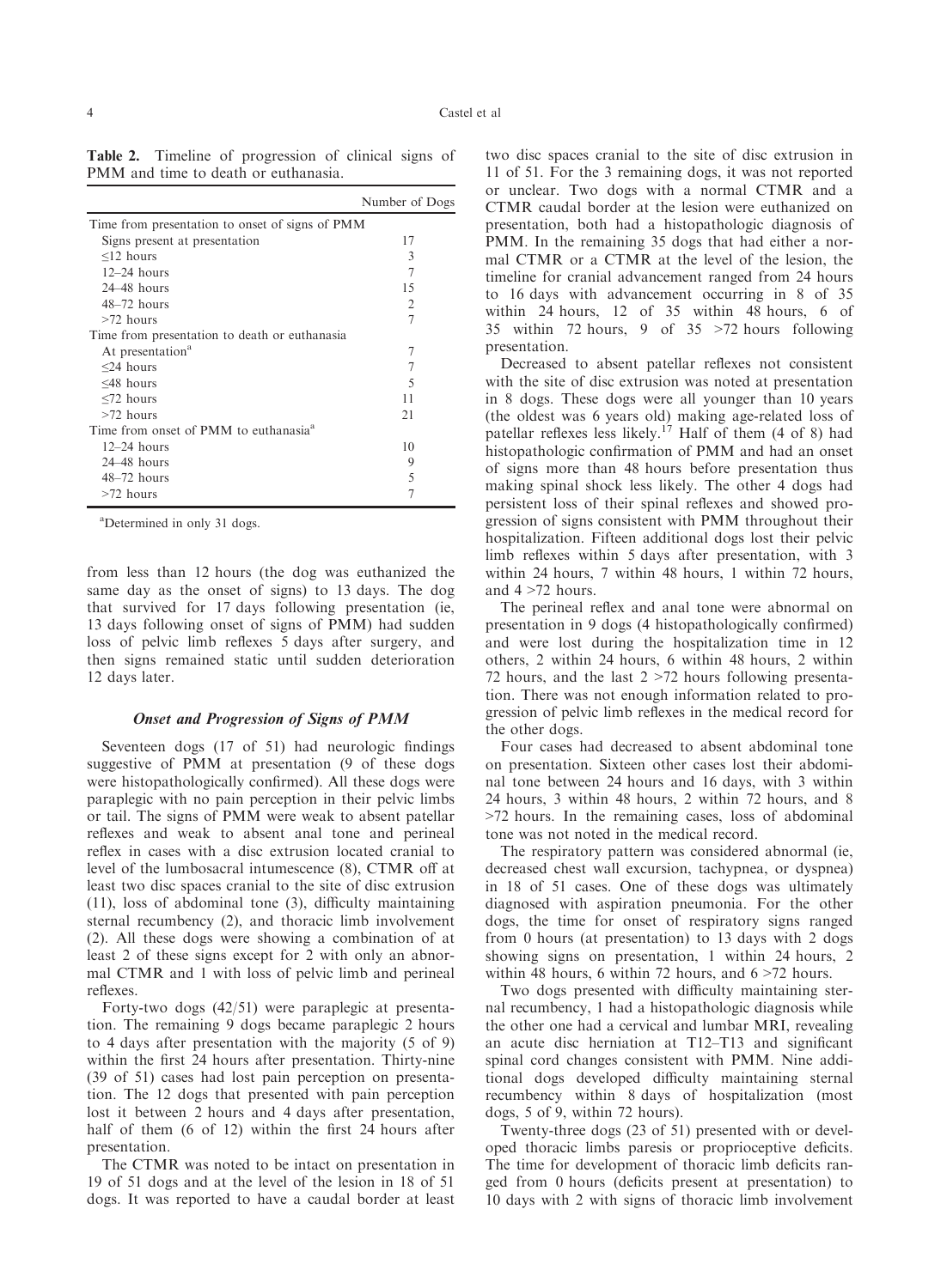**Table 2.** Timeline of progression of clinical signs of PMM and time to death or euthanasia.

| | Number of Dogs |
|---|---|
| Time from presentation to onset of signs of PMM | |
| Signs present at presentation | 17 |
| ≤12 hours | 3 |
| 12–24 hours | 7 |
| 24–48 hours | 15 |
| 48–72 hours | 2 |
| >72 hours | 7 |
| Time from presentation to death or euthanasia | |
| At presentation[a] | 7 |
| ≤24 hours | 7 |
| ≤48 hours | 5 |
| ≤72 hours | 11 |
| >72 hours | 21 |
| Time from onset of PMM to euthanasia[a] | |
| 12–24 hours | 10 |
| 24–48 hours | 9 |
| 48–72 hours | 5 |
| >72 hours | 7 |

[a]Determined in only 31 dogs.

from less than 12 hours (the dog was euthanized the same day as the onset of signs) to 13 days. The dog that survived for 17 days following presentation (ie, 13 days following onset of signs of PMM) had sudden loss of pelvic limb reflexes 5 days after surgery, and then signs remained static until sudden deterioration 12 days later.

### Onset and Progression of Signs of PMM

Seventeen dogs (17 of 51) had neurologic findings suggestive of PMM at presentation (9 of these dogs were histopathologically confirmed). All these dogs were paraplegic with no pain perception in their pelvic limbs or tail. The signs of PMM were weak to absent patellar reflexes and weak to absent anal tone and perineal reflex in cases with a disc extrusion located cranial to level of the lumbosacral intumescence (8), CTMR off at least two disc spaces cranial to the site of disc extrusion (11), loss of abdominal tone (3), difficulty maintaining sternal recumbency (2), and thoracic limb involvement (2). All these dogs were showing a combination of at least 2 of these signs except for 2 with only an abnormal CTMR and 1 with loss of pelvic limb and perineal reflexes.

Forty-two dogs (42/51) were paraplegic at presentation. The remaining 9 dogs became paraplegic 2 hours to 4 days after presentation with the majority (5 of 9) within the first 24 hours after presentation. Thirty-nine (39 of 51) cases had lost pain perception on presentation. The 12 dogs that presented with pain perception lost it between 2 hours and 4 days after presentation, half of them (6 of 12) within the first 24 hours after presentation.

The CTMR was noted to be intact on presentation in 19 of 51 dogs and at the level of the lesion in 18 of 51 dogs. It was reported to have a caudal border at least two disc spaces cranial to the site of disc extrusion in 11 of 51. For the 3 remaining dogs, it was not reported or unclear. Two dogs with a normal CTMR and a CTMR caudal border at the lesion were euthanized on presentation, both had a histopathologic diagnosis of PMM. In the remaining 35 dogs that had either a normal CTMR or a CTMR at the level of the lesion, the timeline for cranial advancement ranged from 24 hours to 16 days with advancement occurring in 8 of 35 within 24 hours, 12 of 35 within 48 hours, 6 of 35 within 72 hours, 9 of 35 >72 hours following presentation.

Decreased to absent patellar reflexes not consistent with the site of disc extrusion was noted at presentation in 8 dogs. These dogs were all younger than 10 years (the oldest was 6 years old) making age-related loss of patellar reflexes less likely.[17] Half of them (4 of 8) had histopathologic confirmation of PMM and had an onset of signs more than 48 hours before presentation thus making spinal shock less likely. The other 4 dogs had persistent loss of their spinal reflexes and showed progression of signs consistent with PMM throughout their hospitalization. Fifteen additional dogs lost their pelvic limb reflexes within 5 days after presentation, with 3 within 24 hours, 7 within 48 hours, 1 within 72 hours, and 4 >72 hours.

The perineal reflex and anal tone were abnormal on presentation in 9 dogs (4 histopathologically confirmed) and were lost during the hospitalization time in 12 others, 2 within 24 hours, 6 within 48 hours, 2 within 72 hours, and the last 2 >72 hours following presentation. There was not enough information related to progression of pelvic limb reflexes in the medical record for the other dogs.

Four cases had decreased to absent abdominal tone on presentation. Sixteen other cases lost their abdominal tone between 24 hours and 16 days, with 3 within 24 hours, 3 within 48 hours, 2 within 72 hours, and 8 >72 hours. In the remaining cases, loss of abdominal tone was not noted in the medical record.

The respiratory pattern was considered abnormal (ie, decreased chest wall excursion, tachypnea, or dyspnea) in 18 of 51 cases. One of these dogs was ultimately diagnosed with aspiration pneumonia. For the other dogs, the time for onset of respiratory signs ranged from 0 hours (at presentation) to 13 days with 2 dogs showing signs on presentation, 1 within 24 hours, 2 within 48 hours, 6 within 72 hours, and 6 >72 hours.

Two dogs presented with difficulty maintaining sternal recumbency, 1 had a histopathologic diagnosis while the other one had a cervical and lumbar MRI, revealing an acute disc herniation at T12–T13 and significant spinal cord changes consistent with PMM. Nine additional dogs developed difficulty maintaining sternal recumbency within 8 days of hospitalization (most dogs, 5 of 9, within 72 hours).

Twenty-three dogs (23 of 51) presented with or developed thoracic limbs paresis or proprioceptive deficits. The time for development of thoracic limb deficits ranged from 0 hours (deficits present at presentation) to 10 days with 2 with signs of thoracic limb involvement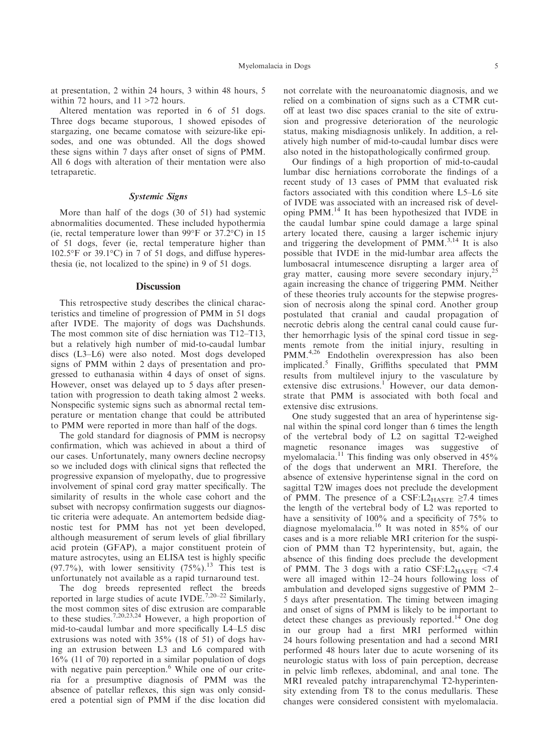at presentation, 2 within 24 hours, 3 within 48 hours, 5 within 72 hours, and 11 >72 hours.

Altered mentation was reported in 6 of 51 dogs. Three dogs became stuporous, 1 showed episodes of stargazing, one became comatose with seizure-like episodes, and one was obtunded. All the dogs showed these signs within 7 days after onset of signs of PMM. All 6 dogs with alteration of their mentation were also tetraparetic.

### Systemic Signs

More than half of the dogs (30 of 51) had systemic abnormalities documented. These included hypothermia (ie, rectal temperature lower than 99°F or 37.2°C) in 15 of 51 dogs, fever (ie, rectal temperature higher than 102.5°F or 39.1°C) in 7 of 51 dogs, and diffuse hyperesthesia (ie, not localized to the spine) in 9 of 51 dogs.

## Discussion

This retrospective study describes the clinical characteristics and timeline of progression of PMM in 51 dogs after IVDE. The majority of dogs was Dachshunds. The most common site of disc herniation was T12–T13, but a relatively high number of mid-to-caudal lumbar discs (L3–L6) were also noted. Most dogs developed signs of PMM within 2 days of presentation and progressed to euthanasia within 4 days of onset of signs. However, onset was delayed up to 5 days after presentation with progression to death taking almost 2 weeks. Nonspecific systemic signs such as abnormal rectal temperature or mentation change that could be attributed to PMM were reported in more than half of the dogs.

The gold standard for diagnosis of PMM is necropsy confirmation, which was achieved in about a third of our cases. Unfortunately, many owners decline necropsy so we included dogs with clinical signs that reflected the progressive expansion of myelopathy, due to progressive involvement of spinal cord gray matter specifically. The similarity of results in the whole case cohort and the subset with necropsy confirmation suggests our diagnostic criteria were adequate. An antemortem bedside diagnostic test for PMM has not yet been developed, although measurement of serum levels of glial fibrillary acid protein (GFAP), a major constituent protein of mature astrocytes, using an ELISA test is highly specific (97.7%), with lower sensitivity (75%).[13] This test is unfortunately not available as a rapid turnaround test.

The dog breeds represented reflect the breeds reported in large studies of acute IVDE.[7,20–22] Similarly, the most common sites of disc extrusion are comparable to these studies.[7,20,23,24] However, a high proportion of mid-to-caudal lumbar and more specifically L4–L5 disc extrusions was noted with 35% (18 of 51) of dogs having an extrusion between L3 and L6 compared with 16% (11 of 70) reported in a similar population of dogs with negative pain perception.[6] While one of our criteria for a presumptive diagnosis of PMM was the absence of patellar reflexes, this sign was only considered a potential sign of PMM if the disc location did not correlate with the neuroanatomic diagnosis, and we relied on a combination of signs such as a CTMR cutoff at least two disc spaces cranial to the site of extrusion and progressive deterioration of the neurologic status, making misdiagnosis unlikely. In addition, a relatively high number of mid-to-caudal lumbar discs were also noted in the histopathologically confirmed group.

Our findings of a high proportion of mid-to-caudal lumbar disc herniations corroborate the findings of a recent study of 13 cases of PMM that evaluated risk factors associated with this condition where L5–L6 site of IVDE was associated with an increased risk of developing PMM.[14] It has been hypothesized that IVDE in the caudal lumbar spine could damage a large spinal artery located there, causing a larger ischemic injury and triggering the development of PMM.[3,14] It is also possible that IVDE in the mid-lumbar area affects the lumbosacral intumescence disrupting a larger area of gray matter, causing more severe secondary injury,[25] again increasing the chance of triggering PMM. Neither of these theories truly accounts for the stepwise progression of necrosis along the spinal cord. Another group postulated that cranial and caudal propagation of necrotic debris along the central canal could cause further hemorrhagic lysis of the spinal cord tissue in segments remote from the initial injury, resulting in PMM.[4,26] Endothelin overexpression has also been implicated.[5] Finally, Griffiths speculated that PMM results from multilevel injury to the vasculature by extensive disc extrusions.[1] However, our data demonstrate that PMM is associated with both focal and extensive disc extrusions.

One study suggested that an area of hyperintense signal within the spinal cord longer than 6 times the length of the vertebral body of L2 on sagittal T2-weighed magnetic resonance images was suggestive of myelomalacia.[11] This finding was only observed in 45% of the dogs that underwent an MRI. Therefore, the absence of extensive hyperintense signal in the cord on sagittal T2W images does not preclude the development of PMM. The presence of a $CSF{:}L2_{HASTE} \geq 7.4$ times the length of the vertebral body of L2 was reported to have a sensitivity of 100% and a specificity of 75% to diagnose myelomalacia.[16] It was noted in 85% of our cases and is a more reliable MRI criterion for the suspicion of PMM than T2 hyperintensity, but, again, the absence of this finding does preclude the development of PMM. The 3 dogs with a ratio $CSF{:}L2_{HASTE} < 7.4$ were all imaged within 12–24 hours following loss of ambulation and developed signs suggestive of PMM 2–5 days after presentation. The timing between imaging and onset of signs of PMM is likely to be important to detect these changes as previously reported.[14] One dog in our group had a first MRI performed within 24 hours following presentation and had a second MRI performed 48 hours later due to acute worsening of its neurologic status with loss of pain perception, decrease in pelvic limb reflexes, abdominal, and anal tone. The MRI revealed patchy intraparenchymal T2-hyperintensity extending from T8 to the conus medullaris. These changes were considered consistent with myelomalacia.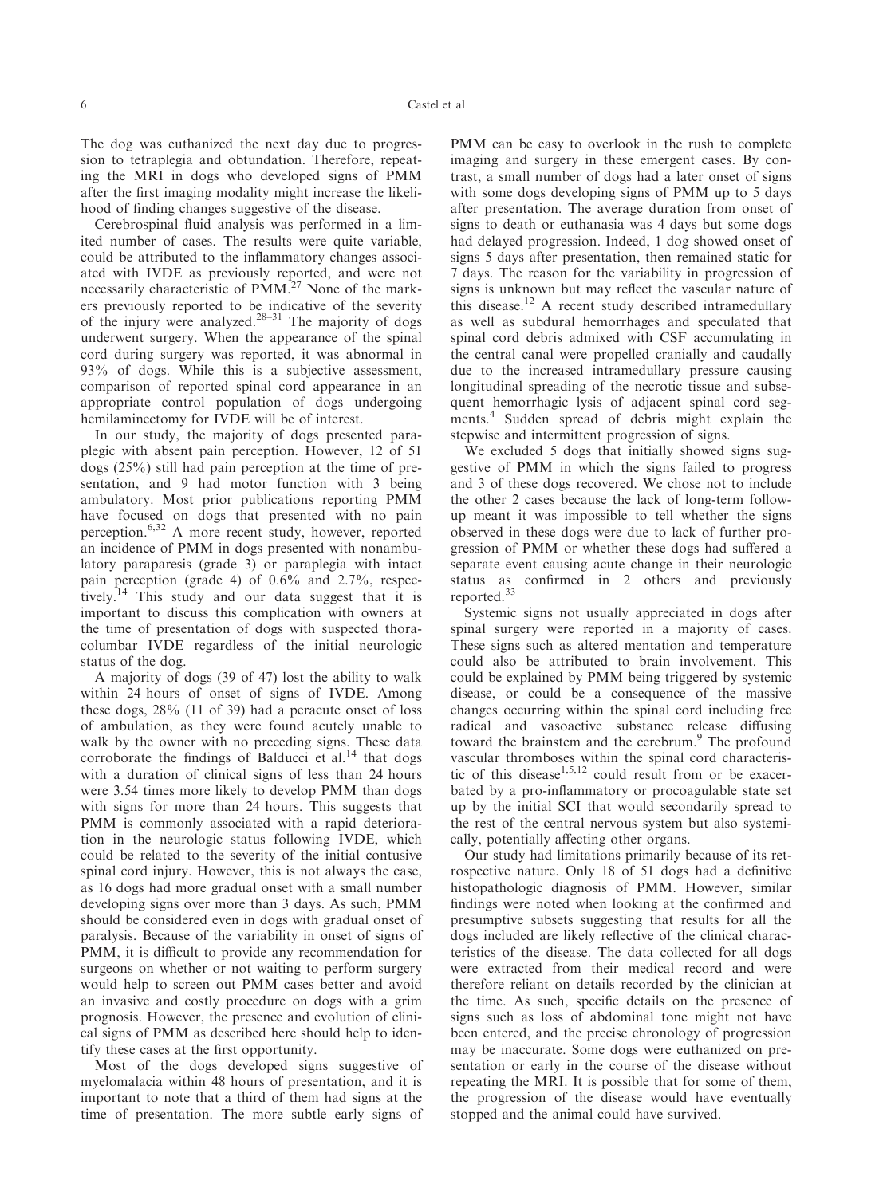The dog was euthanized the next day due to progression to tetraplegia and obtundation. Therefore, repeating the MRI in dogs who developed signs of PMM after the first imaging modality might increase the likelihood of finding changes suggestive of the disease.

Cerebrospinal fluid analysis was performed in a limited number of cases. The results were quite variable, could be attributed to the inflammatory changes associated with IVDE as previously reported, and were not necessarily characteristic of PMM.[27] None of the markers previously reported to be indicative of the severity of the injury were analyzed.[28–31] The majority of dogs underwent surgery. When the appearance of the spinal cord during surgery was reported, it was abnormal in 93% of dogs. While this is a subjective assessment, comparison of reported spinal cord appearance in an appropriate control population of dogs undergoing hemilaminectomy for IVDE will be of interest.

In our study, the majority of dogs presented paraplegic with absent pain perception. However, 12 of 51 dogs (25%) still had pain perception at the time of presentation, and 9 had motor function with 3 being ambulatory. Most prior publications reporting PMM have focused on dogs that presented with no pain perception.[6,32] A more recent study, however, reported an incidence of PMM in dogs presented with nonambulatory paraparesis (grade 3) or paraplegia with intact pain perception (grade 4) of 0.6% and 2.7%, respectively.[14] This study and our data suggest that it is important to discuss this complication with owners at the time of presentation of dogs with suspected thoracolumbar IVDE regardless of the initial neurologic status of the dog.

A majority of dogs (39 of 47) lost the ability to walk within 24 hours of onset of signs of IVDE. Among these dogs, 28% (11 of 39) had a peracute onset of loss of ambulation, as they were found acutely unable to walk by the owner with no preceding signs. These data corroborate the findings of Balducci et al.[14] that dogs with a duration of clinical signs of less than 24 hours were 3.54 times more likely to develop PMM than dogs with signs for more than 24 hours. This suggests that PMM is commonly associated with a rapid deterioration in the neurologic status following IVDE, which could be related to the severity of the initial contusive spinal cord injury. However, this is not always the case, as 16 dogs had more gradual onset with a small number developing signs over more than 3 days. As such, PMM should be considered even in dogs with gradual onset of paralysis. Because of the variability in onset of signs of PMM, it is difficult to provide any recommendation for surgeons on whether or not waiting to perform surgery would help to screen out PMM cases better and avoid an invasive and costly procedure on dogs with a grim prognosis. However, the presence and evolution of clinical signs of PMM as described here should help to identify these cases at the first opportunity.

Most of the dogs developed signs suggestive of myelomalacia within 48 hours of presentation, and it is important to note that a third of them had signs at the time of presentation. The more subtle early signs of PMM can be easy to overlook in the rush to complete imaging and surgery in these emergent cases. By contrast, a small number of dogs had a later onset of signs with some dogs developing signs of PMM up to 5 days after presentation. The average duration from onset of signs to death or euthanasia was 4 days but some dogs had delayed progression. Indeed, 1 dog showed onset of signs 5 days after presentation, then remained static for 7 days. The reason for the variability in progression of signs is unknown but may reflect the vascular nature of this disease.[12] A recent study described intramedullary as well as subdural hemorrhages and speculated that spinal cord debris admixed with CSF accumulating in the central canal were propelled cranially and caudally due to the increased intramedullary pressure causing longitudinal spreading of the necrotic tissue and subsequent hemorrhagic lysis of adjacent spinal cord segments.[4] Sudden spread of debris might explain the stepwise and intermittent progression of signs.

We excluded 5 dogs that initially showed signs suggestive of PMM in which the signs failed to progress and 3 of these dogs recovered. We chose not to include the other 2 cases because the lack of long-term follow-up meant it was impossible to tell whether the signs observed in these dogs were due to lack of further progression of PMM or whether these dogs had suffered a separate event causing acute change in their neurologic status as confirmed in 2 others and previously reported.[33]

Systemic signs not usually appreciated in dogs after spinal surgery were reported in a majority of cases. These signs such as altered mentation and temperature could also be attributed to brain involvement. This could be explained by PMM being triggered by systemic disease, or could be a consequence of the massive changes occurring within the spinal cord including free radical and vasoactive substance release diffusing toward the brainstem and the cerebrum.[9] The profound vascular thromboses within the spinal cord characteristic of this disease[1,5,12] could result from or be exacerbated by a pro-inflammatory or procoagulable state set up by the initial SCI that would secondarily spread to the rest of the central nervous system but also systemically, potentially affecting other organs.

Our study had limitations primarily because of its retrospective nature. Only 18 of 51 dogs had a definitive histopathologic diagnosis of PMM. However, similar findings were noted when looking at the confirmed and presumptive subsets suggesting that results for all the dogs included are likely reflective of the clinical characteristics of the disease. The data collected for all dogs were extracted from their medical record and were therefore reliant on details recorded by the clinician at the time. As such, specific details on the presence of signs such as loss of abdominal tone might not have been entered, and the precise chronology of progression may be inaccurate. Some dogs were euthanized on presentation or early in the course of the disease without repeating the MRI. It is possible that for some of them, the progression of the disease would have eventually stopped and the animal could have survived.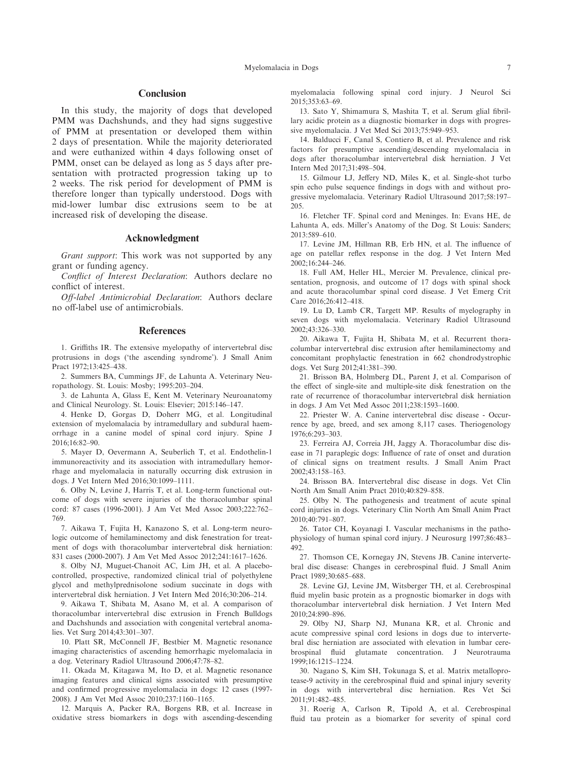## Conclusion

In this study, the majority of dogs that developed PMM was Dachshunds, and they had signs suggestive of PMM at presentation or developed them within 2 days of presentation. While the majority deteriorated and were euthanized within 4 days following onset of PMM, onset can be delayed as long as 5 days after presentation with protracted progression taking up to 2 weeks. The risk period for development of PMM is therefore longer than typically understood. Dogs with mid-lower lumbar disc extrusions seem to be at increased risk of developing the disease.

## Acknowledgment

*Grant support*: This work was not supported by any grant or funding agency.

*Conflict of Interest Declaration*: Authors declare no conflict of interest.

*Off-label Antimicrobial Declaration*: Authors declare no off-label use of antimicrobials.

## References

1. Griffiths IR. The extensive myelopathy of intervertebral disc protrusions in dogs ('the ascending syndrome'). J Small Anim Pract 1972;13:425–438.

2. Summers BA, Cummings JF, de Lahunta A. Veterinary Neuropathology. St. Louis: Mosby; 1995:203–204.

3. de Lahunta A, Glass E, Kent M. Veterinary Neuroanatomy and Clinical Neurology. St. Louis: Elsevier; 2015:146–147.

4. Henke D, Gorgas D, Doherr MG, et al. Longitudinal extension of myelomalacia by intramedullary and subdural haemorrhage in a canine model of spinal cord injury. Spine J 2016;16:82–90.

5. Mayer D, Oevermann A, Seuberlich T, et al. Endothelin-1 immunoreactivity and its association with intramedullary hemorrhage and myelomalacia in naturally occurring disk extrusion in dogs. J Vet Intern Med 2016;30:1099–1111.

6. Olby N, Levine J, Harris T, et al. Long-term functional outcome of dogs with severe injuries of the thoracolumbar spinal cord: 87 cases (1996-2001). J Am Vet Med Assoc 2003;222:762–769.

7. Aikawa T, Fujita H, Kanazono S, et al. Long-term neurologic outcome of hemilaminectomy and disk fenestration for treatment of dogs with thoracolumbar intervertebral disk herniation: 831 cases (2000-2007). J Am Vet Med Assoc 2012;241:1617–1626.

8. Olby NJ, Muguet-Chanoit AC, Lim JH, et al. A placebo-controlled, prospective, randomized clinical trial of polyethylene glycol and methylprednisolone sodium succinate in dogs with intervertebral disk herniation. J Vet Intern Med 2016;30:206–214.

9. Aikawa T, Shibata M, Asano M, et al. A comparison of thoracolumbar intervertebral disc extrusion in French Bulldogs and Dachshunds and association with congenital vertebral anomalies. Vet Surg 2014;43:301–307.

10. Platt SR, McConnell JF, Bestbier M. Magnetic resonance imaging characteristics of ascending hemorrhagic myelomalacia in a dog. Veterinary Radiol Ultrasound 2006;47:78–82.

11. Okada M, Kitagawa M, Ito D, et al. Magnetic resonance imaging features and clinical signs associated with presumptive and confirmed progressive myelomalacia in dogs: 12 cases (1997-2008). J Am Vet Med Assoc 2010;237:1160–1165.

12. Marquis A, Packer RA, Borgens RB, et al. Increase in oxidative stress biomarkers in dogs with ascending-descending myelomalacia following spinal cord injury. J Neurol Sci 2015;353:63–69.

13. Sato Y, Shimamura S, Mashita T, et al. Serum glial fibrillary acidic protein as a diagnostic biomarker in dogs with progressive myelomalacia. J Vet Med Sci 2013;75:949–953.

14. Balducci F, Canal S, Contiero B, et al. Prevalence and risk factors for presumptive ascending/descending myelomalacia in dogs after thoracolumbar intervertebral disk herniation. J Vet Intern Med 2017;31:498–504.

15. Gilmour LJ, Jeffery ND, Miles K, et al. Single-shot turbo spin echo pulse sequence findings in dogs with and without progressive myelomalacia. Veterinary Radiol Ultrasound 2017;58:197–205.

16. Fletcher TF. Spinal cord and Meninges. In: Evans HE, de Lahunta A, eds. Miller's Anatomy of the Dog. St Louis: Sanders; 2013:589–610.

17. Levine JM, Hillman RB, Erb HN, et al. The influence of age on patellar reflex response in the dog. J Vet Intern Med 2002;16:244–246.

18. Full AM, Heller HL, Mercier M. Prevalence, clinical presentation, prognosis, and outcome of 17 dogs with spinal shock and acute thoracolumbar spinal cord disease. J Vet Emerg Crit Care 2016;26:412–418.

19. Lu D, Lamb CR, Targett MP. Results of myelography in seven dogs with myelomalacia. Veterinary Radiol Ultrasound 2002;43:326–330.

20. Aikawa T, Fujita H, Shibata M, et al. Recurrent thoracolumbar intervertebral disc extrusion after hemilaminectomy and concomitant prophylactic fenestration in 662 chondrodystrophic dogs. Vet Surg 2012;41:381–390.

21. Brisson BA, Holmberg DL, Parent J, et al. Comparison of the effect of single-site and multiple-site disk fenestration on the rate of recurrence of thoracolumbar intervertebral disk herniation in dogs. J Am Vet Med Assoc 2011;238:1593–1600.

22. Priester W. A. Canine intervertebral disc disease - Occurrence by age, breed, and sex among 8,117 cases. Theriogenology 1976;6:293–303.

23. Ferreira AJ, Correia JH, Jaggy A. Thoracolumbar disc disease in 71 paraplegic dogs: Influence of rate of onset and duration of clinical signs on treatment results. J Small Anim Pract 2002;43:158–163.

24. Brisson BA. Intervertebral disc disease in dogs. Vet Clin North Am Small Anim Pract 2010;40:829–858.

25. Olby N. The pathogenesis and treatment of acute spinal cord injuries in dogs. Veterinary Clin North Am Small Anim Pract 2010;40:791–807.

26. Tator CH, Koyanagi I. Vascular mechanisms in the pathophysiology of human spinal cord injury. J Neurosurg 1997;86:483–492.

27. Thomson CE, Kornegay JN, Stevens JB. Canine intervertebral disc disease: Changes in cerebrospinal fluid. J Small Anim Pract 1989;30:685–688.

28. Levine GJ, Levine JM, Witsberger TH, et al. Cerebrospinal fluid myelin basic protein as a prognostic biomarker in dogs with thoracolumbar intervertebral disk herniation. J Vet Intern Med 2010;24:890–896.

29. Olby NJ, Sharp NJ, Munana KR, et al. Chronic and acute compressive spinal cord lesions in dogs due to intervertebral disc herniation are associated with elevation in lumbar cerebrospinal fluid glutamate concentration. J Neurotrauma 1999;16:1215–1224.

30. Nagano S, Kim SH, Tokunaga S, et al. Matrix metalloprotease-9 activity in the cerebrospinal fluid and spinal injury severity in dogs with intervertebral disc herniation. Res Vet Sci 2011;91:482–485.

31. Roerig A, Carlson R, Tipold A, et al. Cerebrospinal fluid tau protein as a biomarker for severity of spinal cord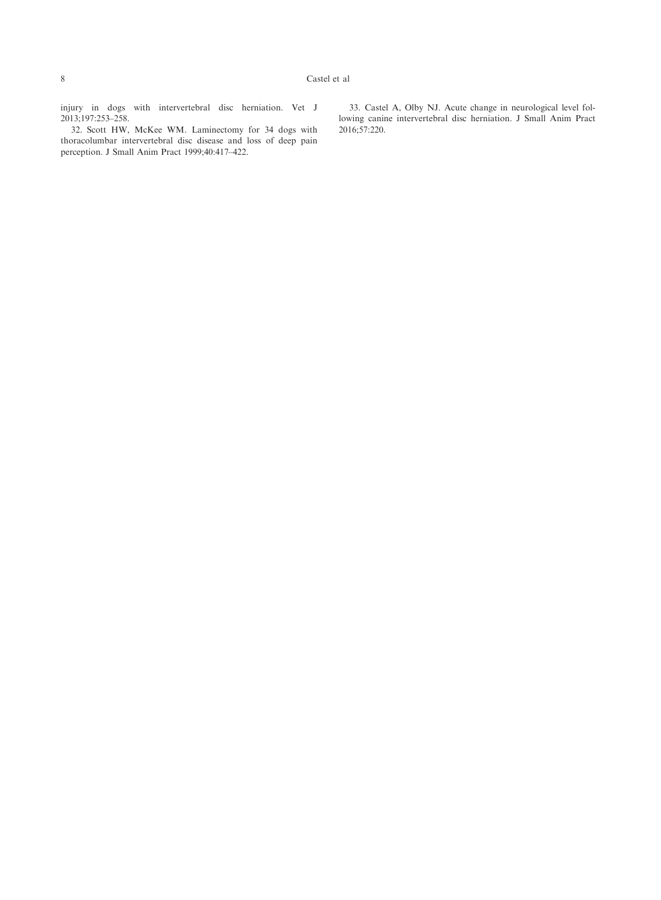injury in dogs with intervertebral disc herniation. Vet J 2013;197:253–258.

32. Scott HW, McKee WM. Laminectomy for 34 dogs with thoracolumbar intervertebral disc disease and loss of deep pain perception. J Small Anim Pract 1999;40:417–422.

33. Castel A, Olby NJ. Acute change in neurological level following canine intervertebral disc herniation. J Small Anim Pract 2016;57:220.